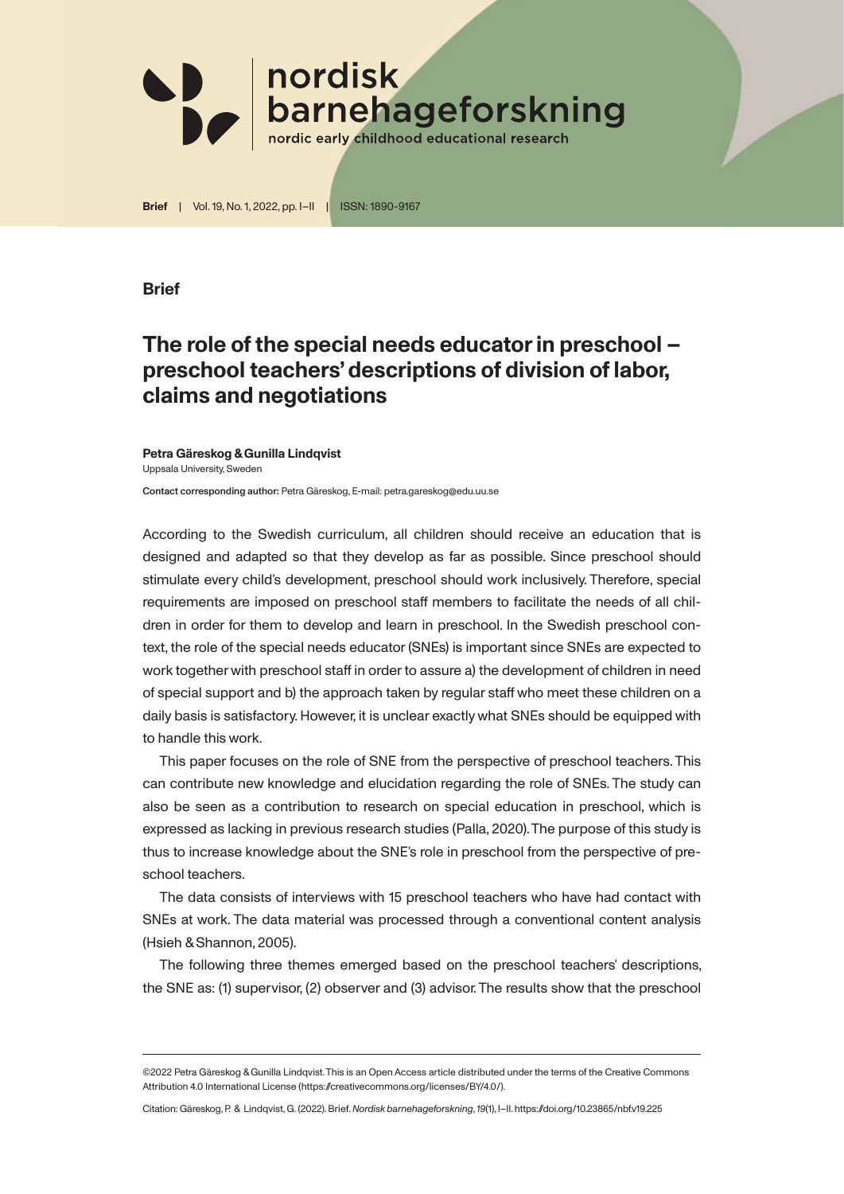**Brief**

# The role of the special needs educator in preschool – preschool teachers' descriptions of division of labor, claims and negotiations

**Petra Gäreskog & Gunilla Lindqvist**
Uppsala University, Sweden

**Contact corresponding author:** Petra Gäreskog, E-mail: petra.gareskog@edu.uu.se

According to the Swedish curriculum, all children should receive an education that is designed and adapted so that they develop as far as possible. Since preschool should stimulate every child's development, preschool should work inclusively. Therefore, special requirements are imposed on preschool staff members to facilitate the needs of all children in order for them to develop and learn in preschool. In the Swedish preschool context, the role of the special needs educator (SNEs) is important since SNEs are expected to work together with preschool staff in order to assure a) the development of children in need of special support and b) the approach taken by regular staff who meet these children on a daily basis is satisfactory. However, it is unclear exactly what SNEs should be equipped with to handle this work.

This paper focuses on the role of SNE from the perspective of preschool teachers. This can contribute new knowledge and elucidation regarding the role of SNEs. The study can also be seen as a contribution to research on special education in preschool, which is expressed as lacking in previous research studies (Palla, 2020). The purpose of this study is thus to increase knowledge about the SNE's role in preschool from the perspective of preschool teachers.

The data consists of interviews with 15 preschool teachers who have had contact with SNEs at work. The data material was processed through a conventional content analysis (Hsieh & Shannon, 2005).

The following three themes emerged based on the preschool teachers' descriptions, the SNE as: (1) supervisor, (2) observer and (3) advisor. The results show that the preschool

---

©2022 Petra Gäreskog & Gunilla Lindqvist. This is an Open Access article distributed under the terms of the Creative Commons Attribution 4.0 International License (https://creativecommons.org/licenses/BY/4.0/).

Citation: Gäreskog, P. & Lindqvist, G. (2022). Brief. *Nordisk barnehageforskning*, *19*(1), I–II. https://doi.org/10.23865/nbf.v19.225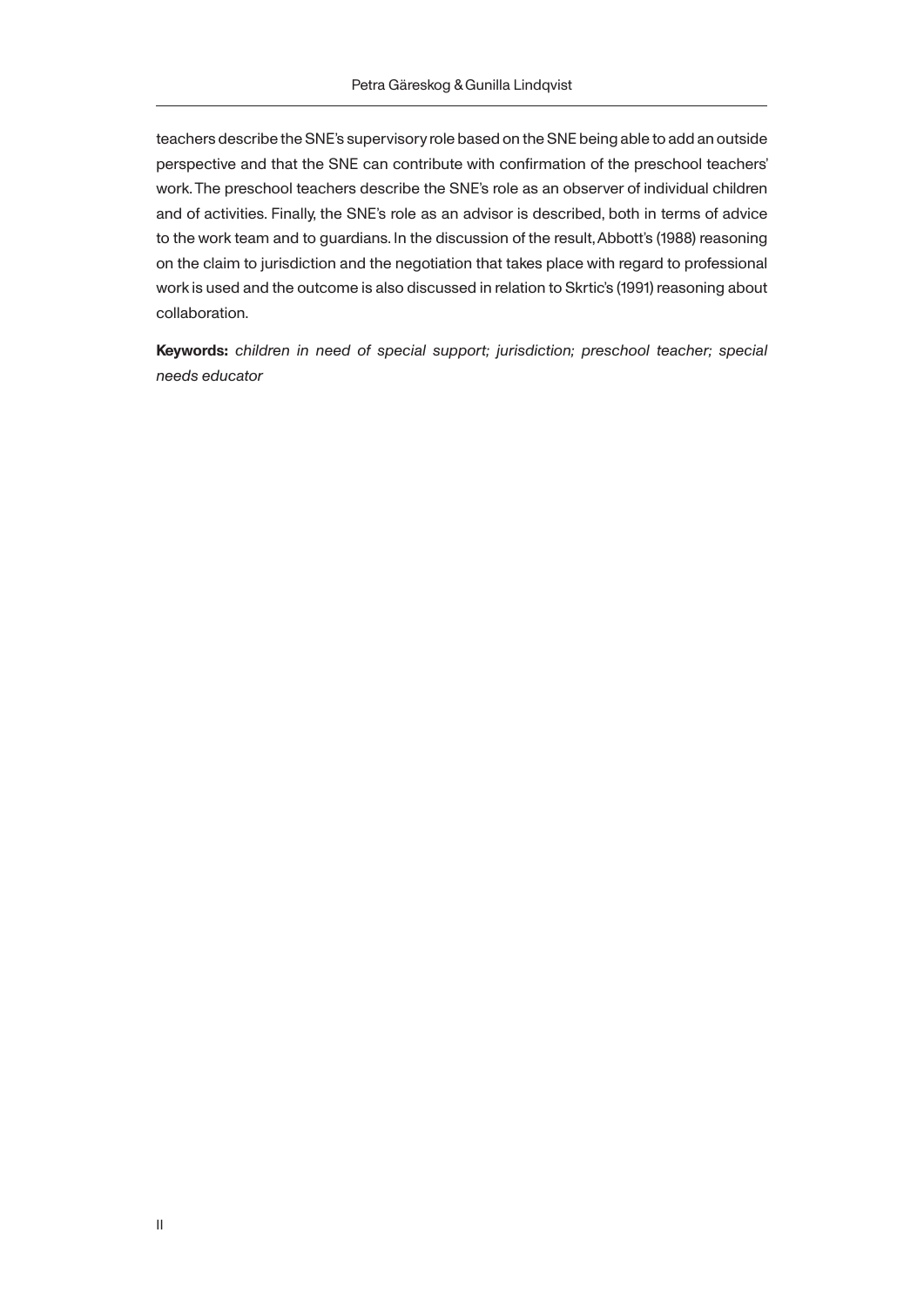teachers describe the SNE's supervisory role based on the SNE being able to add an outside perspective and that the SNE can contribute with confirmation of the preschool teachers' work. The preschool teachers describe the SNE's role as an observer of individual children and of activities. Finally, the SNE's role as an advisor is described, both in terms of advice to the work team and to guardians. In the discussion of the result, Abbott's (1988) reasoning on the claim to jurisdiction and the negotiation that takes place with regard to professional work is used and the outcome is also discussed in relation to Skrtic's (1991) reasoning about collaboration.

**Keywords:** *children in need of special support; jurisdiction; preschool teacher; special needs educator*